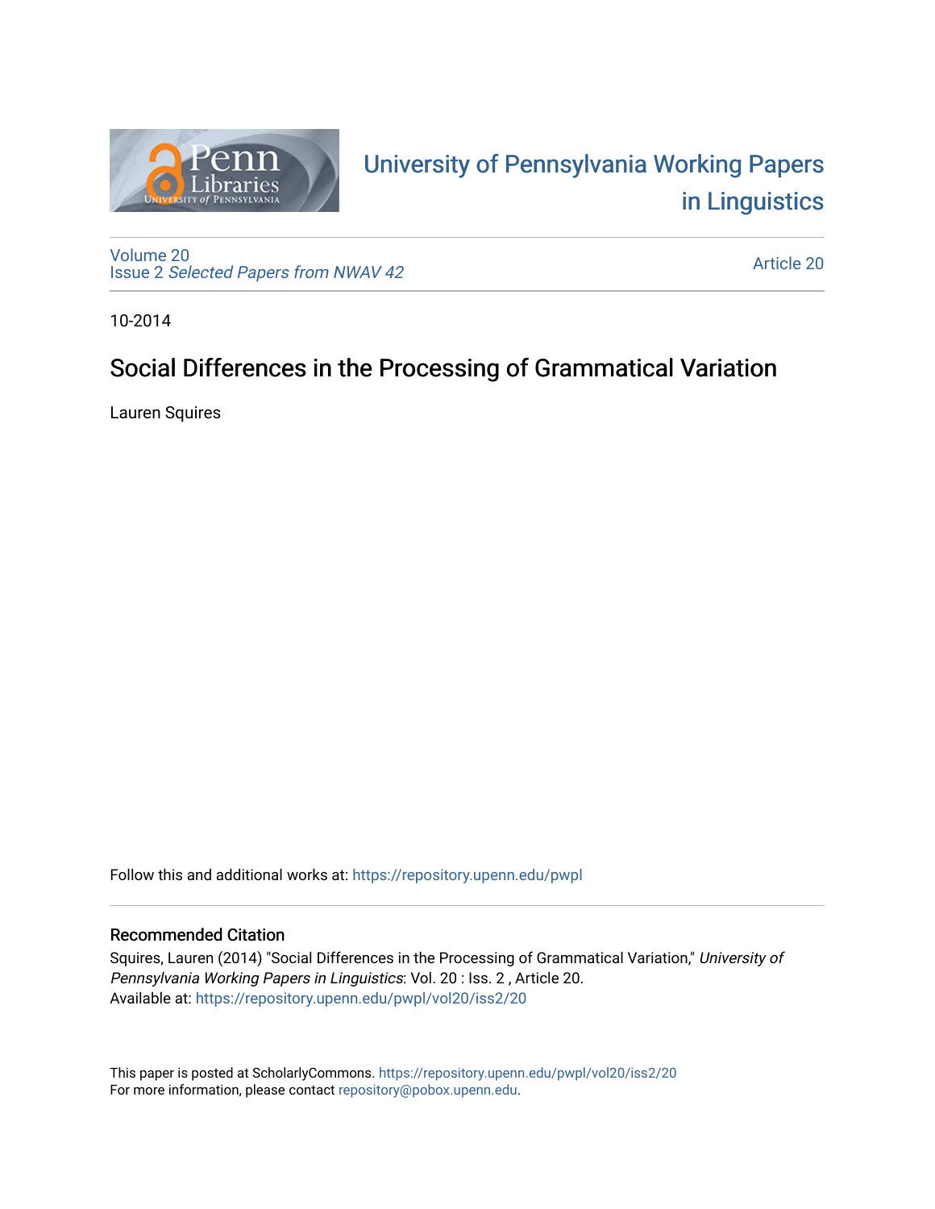# University of Pennsylvania Working Papers in Linguistics

Volume 20
Issue 2 *Selected Papers from NWAV 42*

Article 20

10-2014

## Social Differences in the Processing of Grammatical Variation

Lauren Squires

Follow this and additional works at: https://repository.upenn.edu/pwpl

### Recommended Citation

Squires, Lauren (2014) "Social Differences in the Processing of Grammatical Variation," *University of Pennsylvania Working Papers in Linguistics*: Vol. 20 : Iss. 2 , Article 20.
Available at: https://repository.upenn.edu/pwpl/vol20/iss2/20

This paper is posted at ScholarlyCommons. https://repository.upenn.edu/pwpl/vol20/iss2/20
For more information, please contact repository@pobox.upenn.edu.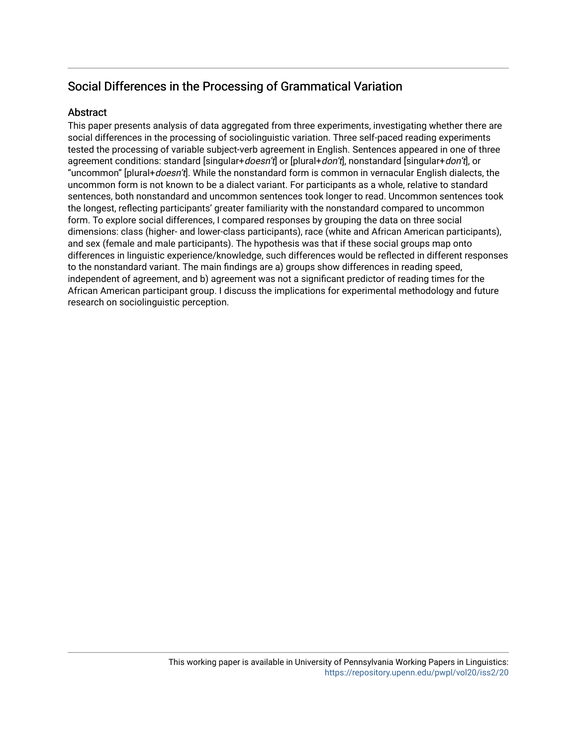## Social Differences in the Processing of Grammatical Variation

### Abstract

This paper presents analysis of data aggregated from three experiments, investigating whether there are social differences in the processing of sociolinguistic variation. Three self-paced reading experiments tested the processing of variable subject-verb agreement in English. Sentences appeared in one of three agreement conditions: standard [singular+*doesn't*] or [plural+*don't*], nonstandard [singular+*don't*], or "uncommon" [plural+*doesn't*]. While the nonstandard form is common in vernacular English dialects, the uncommon form is not known to be a dialect variant. For participants as a whole, relative to standard sentences, both nonstandard and uncommon sentences took longer to read. Uncommon sentences took the longest, reflecting participants' greater familiarity with the nonstandard compared to uncommon form. To explore social differences, I compared responses by grouping the data on three social dimensions: class (higher- and lower-class participants), race (white and African American participants), and sex (female and male participants). The hypothesis was that if these social groups map onto differences in linguistic experience/knowledge, such differences would be reflected in different responses to the nonstandard variant. The main findings are a) groups show differences in reading speed, independent of agreement, and b) agreement was not a significant predictor of reading times for the African American participant group. I discuss the implications for experimental methodology and future research on sociolinguistic perception.

This working paper is available in University of Pennsylvania Working Papers in Linguistics: https://repository.upenn.edu/pwpl/vol20/iss2/20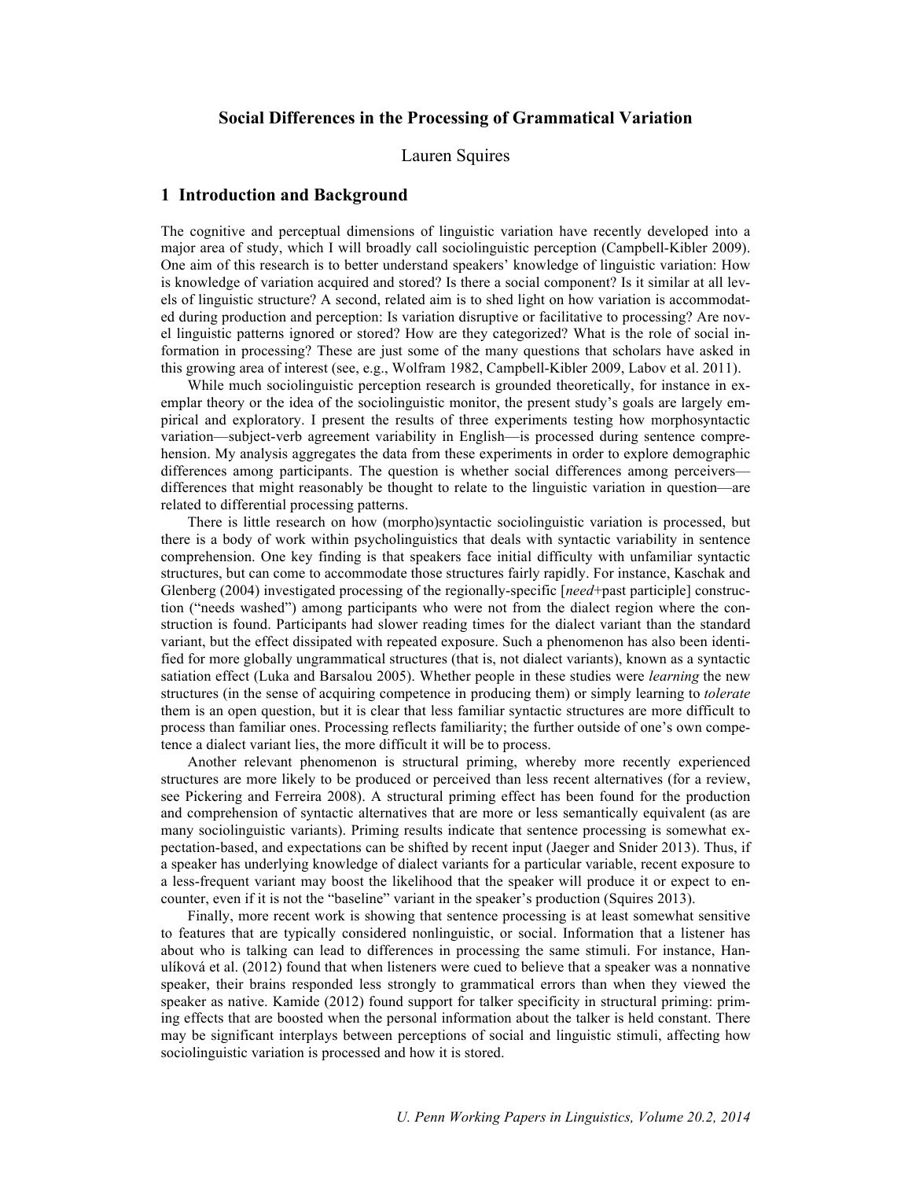# Social Differences in the Processing of Grammatical Variation

Lauren Squires

## 1 Introduction and Background

The cognitive and perceptual dimensions of linguistic variation have recently developed into a major area of study, which I will broadly call sociolinguistic perception (Campbell-Kibler 2009). One aim of this research is to better understand speakers' knowledge of linguistic variation: How is knowledge of variation acquired and stored? Is there a social component? Is it similar at all levels of linguistic structure? A second, related aim is to shed light on how variation is accommodated during production and perception: Is variation disruptive or facilitative to processing? Are novel linguistic patterns ignored or stored? How are they categorized? What is the role of social information in processing? These are just some of the many questions that scholars have asked in this growing area of interest (see, e.g., Wolfram 1982, Campbell-Kibler 2009, Labov et al. 2011).

While much sociolinguistic perception research is grounded theoretically, for instance in exemplar theory or the idea of the sociolinguistic monitor, the present study's goals are largely empirical and exploratory. I present the results of three experiments testing how morphosyntactic variation—subject-verb agreement variability in English—is processed during sentence comprehension. My analysis aggregates the data from these experiments in order to explore demographic differences among participants. The question is whether social differences among perceivers—differences that might reasonably be thought to relate to the linguistic variation in question—are related to differential processing patterns.

There is little research on how (morpho)syntactic sociolinguistic variation is processed, but there is a body of work within psycholinguistics that deals with syntactic variability in sentence comprehension. One key finding is that speakers face initial difficulty with unfamiliar syntactic structures, but can come to accommodate those structures fairly rapidly. For instance, Kaschak and Glenberg (2004) investigated processing of the regionally-specific [*need*+past participle] construction ("needs washed") among participants who were not from the dialect region where the construction is found. Participants had slower reading times for the dialect variant than the standard variant, but the effect dissipated with repeated exposure. Such a phenomenon has also been identified for more globally ungrammatical structures (that is, not dialect variants), known as a syntactic satiation effect (Luka and Barsalou 2005). Whether people in these studies were *learning* the new structures (in the sense of acquiring competence in producing them) or simply learning to *tolerate* them is an open question, but it is clear that less familiar syntactic structures are more difficult to process than familiar ones. Processing reflects familiarity; the further outside of one's own competence a dialect variant lies, the more difficult it will be to process.

Another relevant phenomenon is structural priming, whereby more recently experienced structures are more likely to be produced or perceived than less recent alternatives (for a review, see Pickering and Ferreira 2008). A structural priming effect has been found for the production and comprehension of syntactic alternatives that are more or less semantically equivalent (as are many sociolinguistic variants). Priming results indicate that sentence processing is somewhat expectation-based, and expectations can be shifted by recent input (Jaeger and Snider 2013). Thus, if a speaker has underlying knowledge of dialect variants for a particular variable, recent exposure to a less-frequent variant may boost the likelihood that the speaker will produce it or expect to encounter, even if it is not the "baseline" variant in the speaker's production (Squires 2013).

Finally, more recent work is showing that sentence processing is at least somewhat sensitive to features that are typically considered nonlinguistic, or social. Information that a listener has about who is talking can lead to differences in processing the same stimuli. For instance, Hanulíková et al. (2012) found that when listeners were cued to believe that a speaker was a nonnative speaker, their brains responded less strongly to grammatical errors than when they viewed the speaker as native. Kamide (2012) found support for talker specificity in structural priming: priming effects that are boosted when the personal information about the talker is held constant. There may be significant interplays between perceptions of social and linguistic stimuli, affecting how sociolinguistic variation is processed and how it is stored.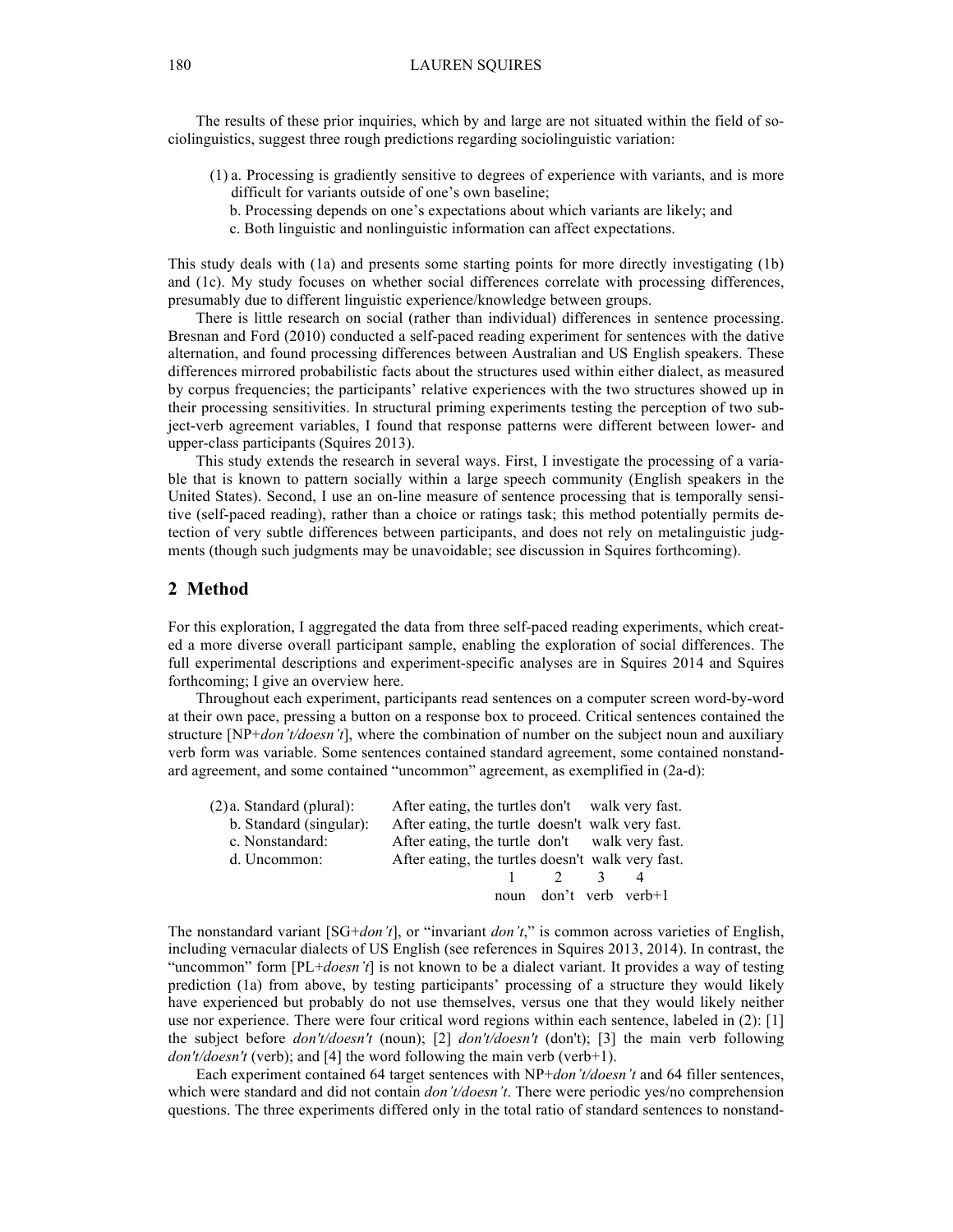The results of these prior inquiries, which by and large are not situated within the field of sociolinguistics, suggest three rough predictions regarding sociolinguistic variation:

(1) a. Processing is gradiently sensitive to degrees of experience with variants, and is more difficult for variants outside of one's own baseline;
b. Processing depends on one's expectations about which variants are likely; and
c. Both linguistic and nonlinguistic information can affect expectations.

This study deals with (1a) and presents some starting points for more directly investigating (1b) and (1c). My study focuses on whether social differences correlate with processing differences, presumably due to different linguistic experience/knowledge between groups.

There is little research on social (rather than individual) differences in sentence processing. Bresnan and Ford (2010) conducted a self-paced reading experiment for sentences with the dative alternation, and found processing differences between Australian and US English speakers. These differences mirrored probabilistic facts about the structures used within either dialect, as measured by corpus frequencies; the participants' relative experiences with the two structures showed up in their processing sensitivities. In structural priming experiments testing the perception of two subject-verb agreement variables, I found that response patterns were different between lower- and upper-class participants (Squires 2013).

This study extends the research in several ways. First, I investigate the processing of a variable that is known to pattern socially within a large speech community (English speakers in the United States). Second, I use an on-line measure of sentence processing that is temporally sensitive (self-paced reading), rather than a choice or ratings task; this method potentially permits detection of very subtle differences between participants, and does not rely on metalinguistic judgments (though such judgments may be unavoidable; see discussion in Squires forthcoming).

## 2 Method

For this exploration, I aggregated the data from three self-paced reading experiments, which created a more diverse overall participant sample, enabling the exploration of social differences. The full experimental descriptions and experiment-specific analyses are in Squires 2014 and Squires forthcoming; I give an overview here.

Throughout each experiment, participants read sentences on a computer screen word-by-word at their own pace, pressing a button on a response box to proceed. Critical sentences contained the structure [NP+*don't/doesn't*], where the combination of number on the subject noun and auxiliary verb form was variable. Some sentences contained standard agreement, some contained nonstandard agreement, and some contained "uncommon" agreement, as exemplified in (2a-d):

| (2) | | | | | |
|---|---|---|---|---|---|
| a. Standard (plural): | After eating, the | turtles | don't | walk | very fast. |
| b. Standard (singular): | After eating, the | turtle | doesn't | walk | very fast. |
| c. Nonstandard: | After eating, the | turtle | don't | walk | very fast. |
| d. Uncommon: | After eating, the | turtles | doesn't | walk | very fast. |
| | | 1 | 2 | 3 | 4 |
| | | noun | don't | verb | verb+1 |

The nonstandard variant [SG+*don't*], or "invariant *don't*," is common across varieties of English, including vernacular dialects of US English (see references in Squires 2013, 2014). In contrast, the "uncommon" form [PL+*doesn't*] is not known to be a dialect variant. It provides a way of testing prediction (1a) from above, by testing participants' processing of a structure they would likely have experienced but probably do not use themselves, versus one that they would likely neither use nor experience. There were four critical word regions within each sentence, labeled in (2): [1] the subject before *don't/doesn't* (noun); [2] *don't/doesn't* (don't); [3] the main verb following *don't/doesn't* (verb); and [4] the word following the main verb (verb+1).

Each experiment contained 64 target sentences with NP+*don't/doesn't* and 64 filler sentences, which were standard and did not contain *don't/doesn't*. There were periodic yes/no comprehension questions. The three experiments differed only in the total ratio of standard sentences to nonstand-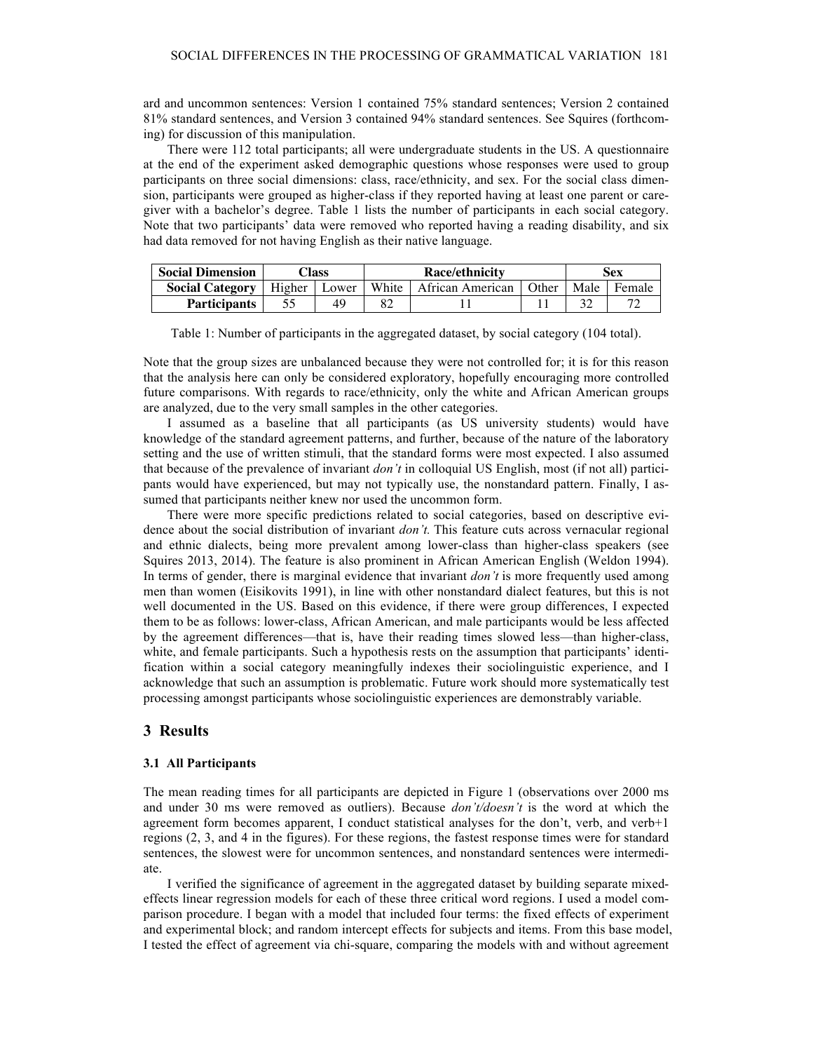ard and uncommon sentences: Version 1 contained 75% standard sentences; Version 2 contained 81% standard sentences, and Version 3 contained 94% standard sentences. See Squires (forthcoming) for discussion of this manipulation.

There were 112 total participants; all were undergraduate students in the US. A questionnaire at the end of the experiment asked demographic questions whose responses were used to group participants on three social dimensions: class, race/ethnicity, and sex. For the social class dimension, participants were grouped as higher-class if they reported having at least one parent or caregiver with a bachelor's degree. Table 1 lists the number of participants in each social category. Note that two participants' data were removed who reported having a reading disability, and six had data removed for not having English as their native language.

| **Social Dimension** | **Class** | | **Race/ethnicity** | | | **Sex** | |
|---|---|---|---|---|---|---|---|
| **Social Category** | Higher | Lower | White | African American | Other | Male | Female |
| **Participants** | 55 | 49 | 82 | 11 | 11 | 32 | 72 |

Table 1: Number of participants in the aggregated dataset, by social category (104 total).

Note that the group sizes are unbalanced because they were not controlled for; it is for this reason that the analysis here can only be considered exploratory, hopefully encouraging more controlled future comparisons. With regards to race/ethnicity, only the white and African American groups are analyzed, due to the very small samples in the other categories.

I assumed as a baseline that all participants (as US university students) would have knowledge of the standard agreement patterns, and further, because of the nature of the laboratory setting and the use of written stimuli, that the standard forms were most expected. I also assumed that because of the prevalence of invariant *don't* in colloquial US English, most (if not all) participants would have experienced, but may not typically use, the nonstandard pattern. Finally, I assumed that participants neither knew nor used the uncommon form.

There were more specific predictions related to social categories, based on descriptive evidence about the social distribution of invariant *don't.* This feature cuts across vernacular regional and ethnic dialects, being more prevalent among lower-class than higher-class speakers (see Squires 2013, 2014). The feature is also prominent in African American English (Weldon 1994). In terms of gender, there is marginal evidence that invariant *don't* is more frequently used among men than women (Eisikovits 1991), in line with other nonstandard dialect features, but this is not well documented in the US. Based on this evidence, if there were group differences, I expected them to be as follows: lower-class, African American, and male participants would be less affected by the agreement differences—that is, have their reading times slowed less—than higher-class, white, and female participants. Such a hypothesis rests on the assumption that participants' identification within a social category meaningfully indexes their sociolinguistic experience, and I acknowledge that such an assumption is problematic. Future work should more systematically test processing amongst participants whose sociolinguistic experiences are demonstrably variable.

## 3 Results

### 3.1 All Participants

The mean reading times for all participants are depicted in Figure 1 (observations over 2000 ms and under 30 ms were removed as outliers). Because *don't/doesn't* is the word at which the agreement form becomes apparent, I conduct statistical analyses for the don't, verb, and verb+1 regions (2, 3, and 4 in the figures). For these regions, the fastest response times were for standard sentences, the slowest were for uncommon sentences, and nonstandard sentences were intermediate.

I verified the significance of agreement in the aggregated dataset by building separate mixed-effects linear regression models for each of these three critical word regions. I used a model comparison procedure. I began with a model that included four terms: the fixed effects of experiment and experimental block; and random intercept effects for subjects and items. From this base model, I tested the effect of agreement via chi-square, comparing the models with and without agreement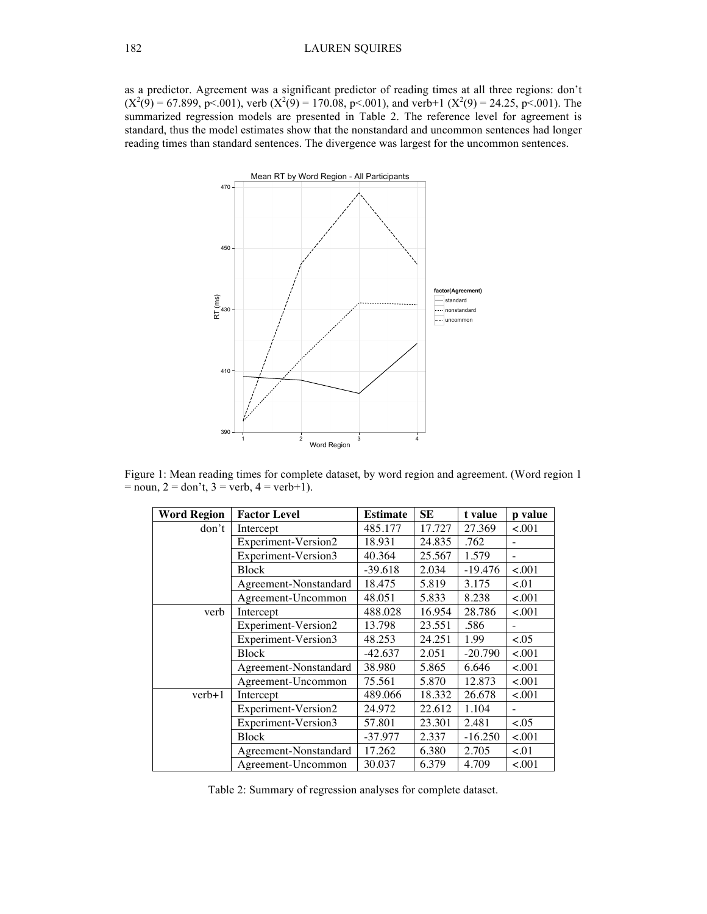as a predictor. Agreement was a significant predictor of reading times at all three regions: don't ($X^2(9) = 67.899$, $p<.001$), verb ($X^2(9) = 170.08$, $p<.001$), and verb+1 ($X^2(9) = 24.25$, $p<.001$). The summarized regression models are presented in Table 2. The reference level for agreement is standard, thus the model estimates show that the nonstandard and uncommon sentences had longer reading times than standard sentences. The divergence was largest for the uncommon sentences.

Figure 1: Mean reading times for complete dataset, by word region and agreement. (Word region 1 = noun, 2 = don't, 3 = verb, 4 = verb+1).

| Word Region | Factor Level | Estimate | SE | t value | p value |
|---|---|---|---|---|---|
| don't | Intercept | 485.177 | 17.727 | 27.369 | <.001 |
| | Experiment-Version2 | 18.931 | 24.835 | .762 | - |
| | Experiment-Version3 | 40.364 | 25.567 | 1.579 | - |
| | Block | -39.618 | 2.034 | -19.476 | <.001 |
| | Agreement-Nonstandard | 18.475 | 5.819 | 3.175 | <.01 |
| | Agreement-Uncommon | 48.051 | 5.833 | 8.238 | <.001 |
| verb | Intercept | 488.028 | 16.954 | 28.786 | <.001 |
| | Experiment-Version2 | 13.798 | 23.551 | .586 | - |
| | Experiment-Version3 | 48.253 | 24.251 | 1.99 | <.05 |
| | Block | -42.637 | 2.051 | -20.790 | <.001 |
| | Agreement-Nonstandard | 38.980 | 5.865 | 6.646 | <.001 |
| | Agreement-Uncommon | 75.561 | 5.870 | 12.873 | <.001 |
| verb+1 | Intercept | 489.066 | 18.332 | 26.678 | <.001 |
| | Experiment-Version2 | 24.972 | 22.612 | 1.104 | - |
| | Experiment-Version3 | 57.801 | 23.301 | 2.481 | <.05 |
| | Block | -37.977 | 2.337 | -16.250 | <.001 |
| | Agreement-Nonstandard | 17.262 | 6.380 | 2.705 | <.01 |
| | Agreement-Uncommon | 30.037 | 6.379 | 4.709 | <.001 |

Table 2: Summary of regression analyses for complete dataset.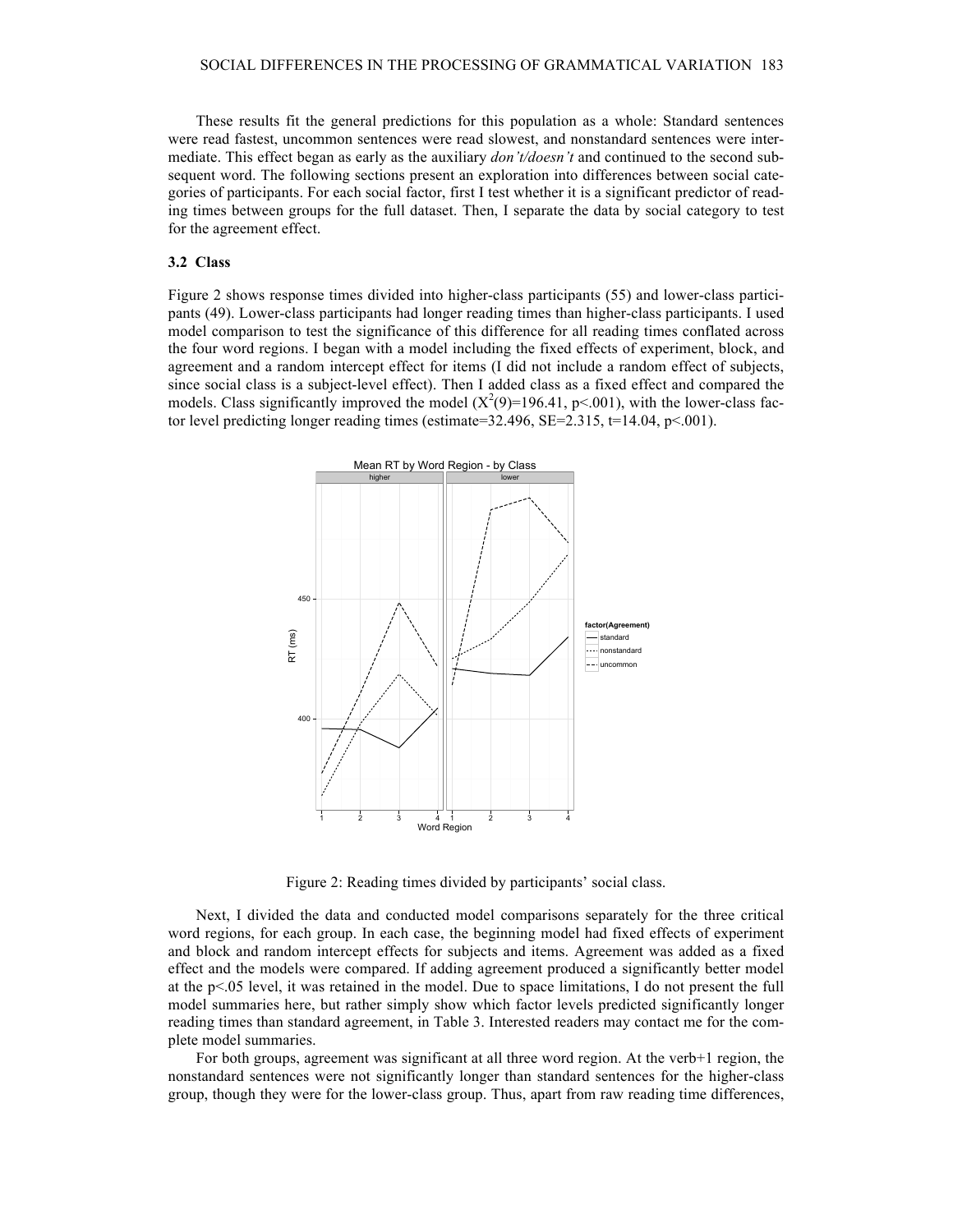These results fit the general predictions for this population as a whole: Standard sentences were read fastest, uncommon sentences were read slowest, and nonstandard sentences were intermediate. This effect began as early as the auxiliary *don't/doesn't* and continued to the second subsequent word. The following sections present an exploration into differences between social categories of participants. For each social factor, first I test whether it is a significant predictor of reading times between groups for the full dataset. Then, I separate the data by social category to test for the agreement effect.

### 3.2 Class

Figure 2 shows response times divided into higher-class participants (55) and lower-class participants (49). Lower-class participants had longer reading times than higher-class participants. I used model comparison to test the significance of this difference for all reading times conflated across the four word regions. I began with a model including the fixed effects of experiment, block, and agreement and a random intercept effect for items (I did not include a random effect of subjects, since social class is a subject-level effect). Then I added class as a fixed effect and compared the models. Class significantly improved the model ($X^2(9)=196.41$, $p<.001$), with the lower-class factor level predicting longer reading times (estimate=32.496, SE=2.315, t=14.04, $p<.001$).

Figure 2: Reading times divided by participants' social class.

Next, I divided the data and conducted model comparisons separately for the three critical word regions, for each group. In each case, the beginning model had fixed effects of experiment and block and random intercept effects for subjects and items. Agreement was added as a fixed effect and the models were compared. If adding agreement produced a significantly better model at the $p<.05$ level, it was retained in the model. Due to space limitations, I do not present the full model summaries here, but rather simply show which factor levels predicted significantly longer reading times than standard agreement, in Table 3. Interested readers may contact me for the complete model summaries.

For both groups, agreement was significant at all three word region. At the verb+1 region, the nonstandard sentences were not significantly longer than standard sentences for the higher-class group, though they were for the lower-class group. Thus, apart from raw reading time differences,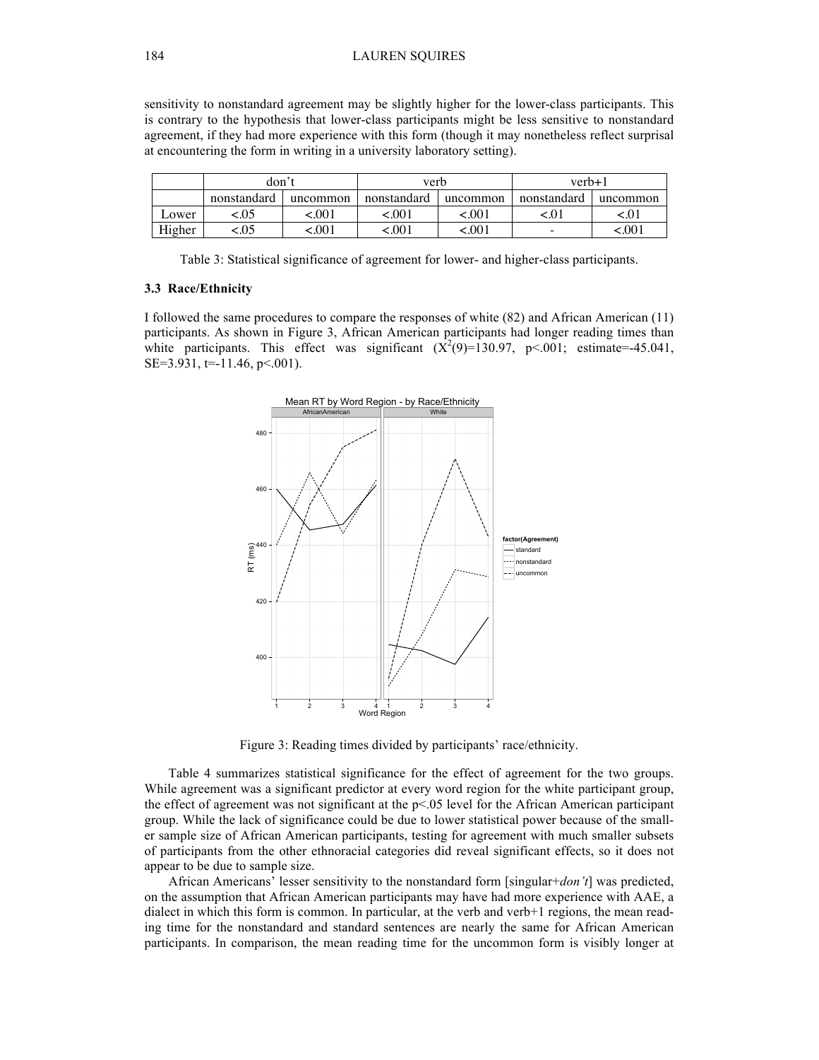sensitivity to nonstandard agreement may be slightly higher for the lower-class participants. This is contrary to the hypothesis that lower-class participants might be less sensitive to nonstandard agreement, if they had more experience with this form (though it may nonetheless reflect surprisal at encountering the form in writing in a university laboratory setting).

| | don't | | verb | | verb+1 | |
|---|---|---|---|---|---|---|
| | nonstandard | uncommon | nonstandard | uncommon | nonstandard | uncommon |
| Lower | <.05 | <.001 | <.001 | <.001 | <.01 | <.01 |
| Higher | <.05 | <.001 | <.001 | <.001 | - | <.001 |

Table 3: Statistical significance of agreement for lower- and higher-class participants.

### 3.3 Race/Ethnicity

I followed the same procedures to compare the responses of white (82) and African American (11) participants. As shown in Figure 3, African American participants had longer reading times than white participants. This effect was significant ($X^2(9)=130.97$, $p<.001$; estimate=-45.041, SE=3.931, t=-11.46, $p<.001$).

Figure 3: Reading times divided by participants' race/ethnicity.

Table 4 summarizes statistical significance for the effect of agreement for the two groups. While agreement was a significant predictor at every word region for the white participant group, the effect of agreement was not significant at the $p<.05$ level for the African American participant group. While the lack of significance could be due to lower statistical power because of the smaller sample size of African American participants, testing for agreement with much smaller subsets of participants from the other ethnoracial categories did reveal significant effects, so it does not appear to be due to sample size.

African Americans' lesser sensitivity to the nonstandard form [singular+*don't*] was predicted, on the assumption that African American participants may have had more experience with AAE, a dialect in which this form is common. In particular, at the verb and verb+1 regions, the mean reading time for the nonstandard and standard sentences are nearly the same for African American participants. In comparison, the mean reading time for the uncommon form is visibly longer at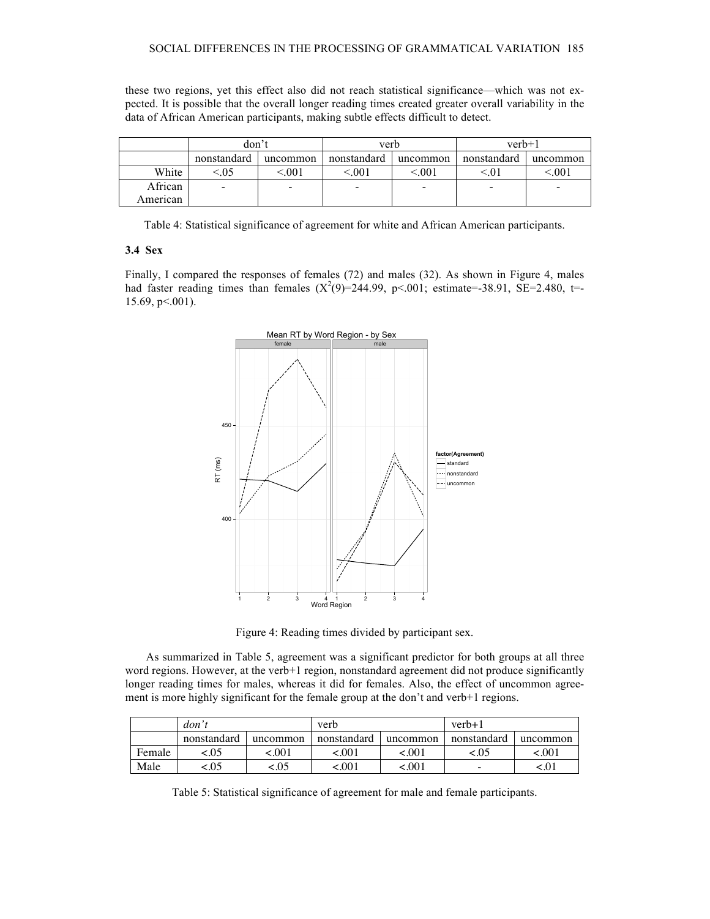these two regions, yet this effect also did not reach statistical significance—which was not expected. It is possible that the overall longer reading times created greater overall variability in the data of African American participants, making subtle effects difficult to detect.

| | don't | | verb | | verb+1 | |
|---|---|---|---|---|---|---|
| | nonstandard | uncommon | nonstandard | uncommon | nonstandard | uncommon |
| White | <.05 | <.001 | <.001 | <.001 | <.01 | <.001 |
| African American | - | - | - | - | - | - |

Table 4: Statistical significance of agreement for white and African American participants.

### 3.4 Sex

Finally, I compared the responses of females (72) and males (32). As shown in Figure 4, males had faster reading times than females ($X^2(9)$=244.99, p<.001; estimate=-38.91, SE=2.480, t=-15.69, p<.001).

Figure 4: Reading times divided by participant sex.

As summarized in Table 5, agreement was a significant predictor for both groups at all three word regions. However, at the verb+1 region, nonstandard agreement did not produce significantly longer reading times for males, whereas it did for females. Also, the effect of uncommon agreement is more highly significant for the female group at the don't and verb+1 regions.

| | *don't* | | verb | | verb+1 | |
|---|---|---|---|---|---|---|
| | nonstandard | uncommon | nonstandard | uncommon | nonstandard | uncommon |
| Female | <.05 | <.001 | <.001 | <.001 | <.05 | <.001 |
| Male | <.05 | <.05 | <.001 | <.001 | - | <.01 |

Table 5: Statistical significance of agreement for male and female participants.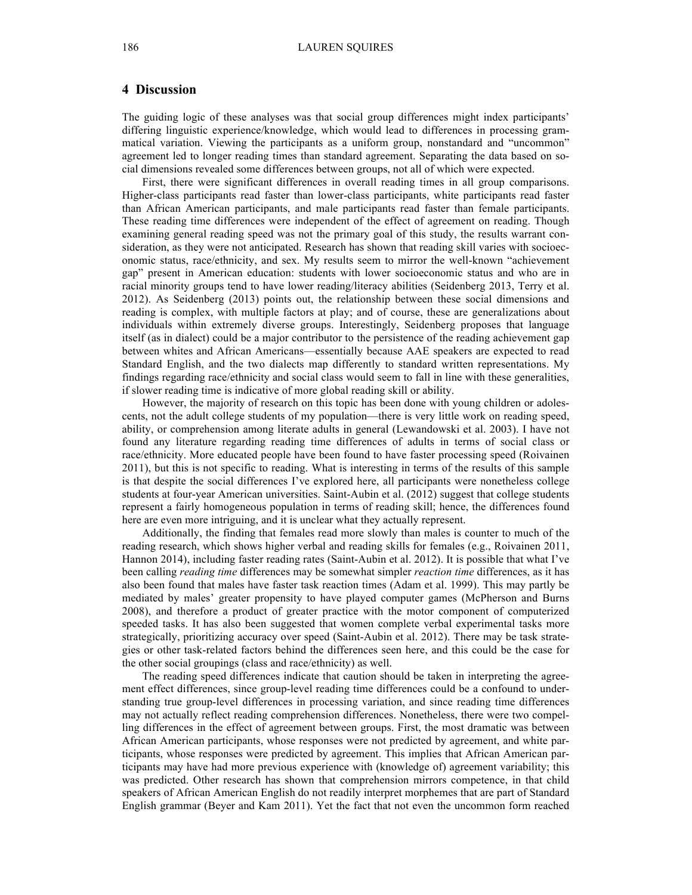## 4 Discussion

The guiding logic of these analyses was that social group differences might index participants' differing linguistic experience/knowledge, which would lead to differences in processing grammatical variation. Viewing the participants as a uniform group, nonstandard and "uncommon" agreement led to longer reading times than standard agreement. Separating the data based on social dimensions revealed some differences between groups, not all of which were expected.

First, there were significant differences in overall reading times in all group comparisons. Higher-class participants read faster than lower-class participants, white participants read faster than African American participants, and male participants read faster than female participants. These reading time differences were independent of the effect of agreement on reading. Though examining general reading speed was not the primary goal of this study, the results warrant consideration, as they were not anticipated. Research has shown that reading skill varies with socioeconomic status, race/ethnicity, and sex. My results seem to mirror the well-known "achievement gap" present in American education: students with lower socioeconomic status and who are in racial minority groups tend to have lower reading/literacy abilities (Seidenberg 2013, Terry et al. 2012). As Seidenberg (2013) points out, the relationship between these social dimensions and reading is complex, with multiple factors at play; and of course, these are generalizations about individuals within extremely diverse groups. Interestingly, Seidenberg proposes that language itself (as in dialect) could be a major contributor to the persistence of the reading achievement gap between whites and African Americans—essentially because AAE speakers are expected to read Standard English, and the two dialects map differently to standard written representations. My findings regarding race/ethnicity and social class would seem to fall in line with these generalities, if slower reading time is indicative of more global reading skill or ability.

However, the majority of research on this topic has been done with young children or adolescents, not the adult college students of my population—there is very little work on reading speed, ability, or comprehension among literate adults in general (Lewandowski et al. 2003). I have not found any literature regarding reading time differences of adults in terms of social class or race/ethnicity. More educated people have been found to have faster processing speed (Roivainen 2011), but this is not specific to reading. What is interesting in terms of the results of this sample is that despite the social differences I've explored here, all participants were nonetheless college students at four-year American universities. Saint-Aubin et al. (2012) suggest that college students represent a fairly homogeneous population in terms of reading skill; hence, the differences found here are even more intriguing, and it is unclear what they actually represent.

Additionally, the finding that females read more slowly than males is counter to much of the reading research, which shows higher verbal and reading skills for females (e.g., Roivainen 2011, Hannon 2014), including faster reading rates (Saint-Aubin et al. 2012). It is possible that what I've been calling *reading time* differences may be somewhat simpler *reaction time* differences, as it has also been found that males have faster task reaction times (Adam et al. 1999). This may partly be mediated by males' greater propensity to have played computer games (McPherson and Burns 2008), and therefore a product of greater practice with the motor component of computerized speeded tasks. It has also been suggested that women complete verbal experimental tasks more strategically, prioritizing accuracy over speed (Saint-Aubin et al. 2012). There may be task strategies or other task-related factors behind the differences seen here, and this could be the case for the other social groupings (class and race/ethnicity) as well.

The reading speed differences indicate that caution should be taken in interpreting the agreement effect differences, since group-level reading time differences could be a confound to understanding true group-level differences in processing variation, and since reading time differences may not actually reflect reading comprehension differences. Nonetheless, there were two compelling differences in the effect of agreement between groups. First, the most dramatic was between African American participants, whose responses were not predicted by agreement, and white participants, whose responses were predicted by agreement. This implies that African American participants may have had more previous experience with (knowledge of) agreement variability; this was predicted. Other research has shown that comprehension mirrors competence, in that child speakers of African American English do not readily interpret morphemes that are part of Standard English grammar (Beyer and Kam 2011). Yet the fact that not even the uncommon form reached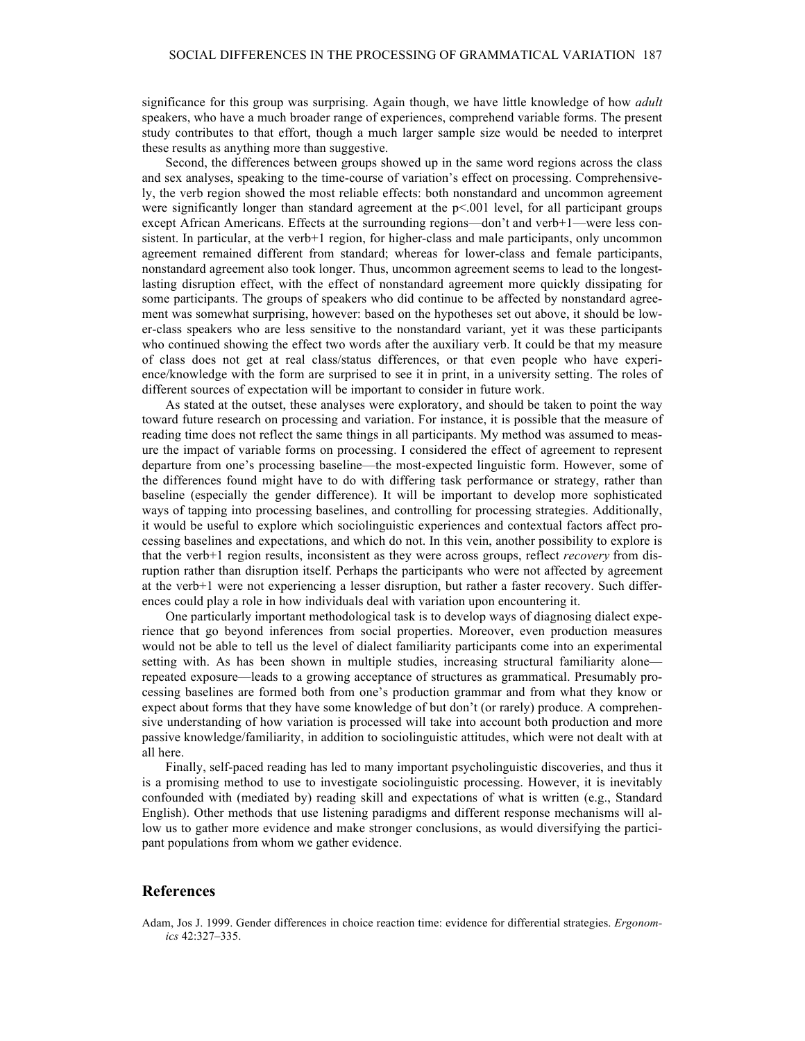significance for this group was surprising. Again though, we have little knowledge of how *adult* speakers, who have a much broader range of experiences, comprehend variable forms. The present study contributes to that effort, though a much larger sample size would be needed to interpret these results as anything more than suggestive.

Second, the differences between groups showed up in the same word regions across the class and sex analyses, speaking to the time-course of variation's effect on processing. Comprehensively, the verb region showed the most reliable effects: both nonstandard and uncommon agreement were significantly longer than standard agreement at the $p<.001$ level, for all participant groups except African Americans. Effects at the surrounding regions—don't and verb+1—were less consistent. In particular, at the verb+1 region, for higher-class and male participants, only uncommon agreement remained different from standard; whereas for lower-class and female participants, nonstandard agreement also took longer. Thus, uncommon agreement seems to lead to the longest-lasting disruption effect, with the effect of nonstandard agreement more quickly dissipating for some participants. The groups of speakers who did continue to be affected by nonstandard agreement was somewhat surprising, however: based on the hypotheses set out above, it should be lower-class speakers who are less sensitive to the nonstandard variant, yet it was these participants who continued showing the effect two words after the auxiliary verb. It could be that my measure of class does not get at real class/status differences, or that even people who have experience/knowledge with the form are surprised to see it in print, in a university setting. The roles of different sources of expectation will be important to consider in future work.

As stated at the outset, these analyses were exploratory, and should be taken to point the way toward future research on processing and variation. For instance, it is possible that the measure of reading time does not reflect the same things in all participants. My method was assumed to measure the impact of variable forms on processing. I considered the effect of agreement to represent departure from one's processing baseline—the most-expected linguistic form. However, some of the differences found might have to do with differing task performance or strategy, rather than baseline (especially the gender difference). It will be important to develop more sophisticated ways of tapping into processing baselines, and controlling for processing strategies. Additionally, it would be useful to explore which sociolinguistic experiences and contextual factors affect processing baselines and expectations, and which do not. In this vein, another possibility to explore is that the verb+1 region results, inconsistent as they were across groups, reflect *recovery* from disruption rather than disruption itself. Perhaps the participants who were not affected by agreement at the verb+1 were not experiencing a lesser disruption, but rather a faster recovery. Such differences could play a role in how individuals deal with variation upon encountering it.

One particularly important methodological task is to develop ways of diagnosing dialect experience that go beyond inferences from social properties. Moreover, even production measures would not be able to tell us the level of dialect familiarity participants come into an experimental setting with. As has been shown in multiple studies, increasing structural familiarity alone—repeated exposure—leads to a growing acceptance of structures as grammatical. Presumably processing baselines are formed both from one's production grammar and from what they know or expect about forms that they have some knowledge of but don't (or rarely) produce. A comprehensive understanding of how variation is processed will take into account both production and more passive knowledge/familiarity, in addition to sociolinguistic attitudes, which were not dealt with at all here.

Finally, self-paced reading has led to many important psycholinguistic discoveries, and thus it is a promising method to use to investigate sociolinguistic processing. However, it is inevitably confounded with (mediated by) reading skill and expectations of what is written (e.g., Standard English). Other methods that use listening paradigms and different response mechanisms will allow us to gather more evidence and make stronger conclusions, as would diversifying the participant populations from whom we gather evidence.

## References

Adam, Jos J. 1999. Gender differences in choice reaction time: evidence for differential strategies. *Ergonomics* 42:327–335.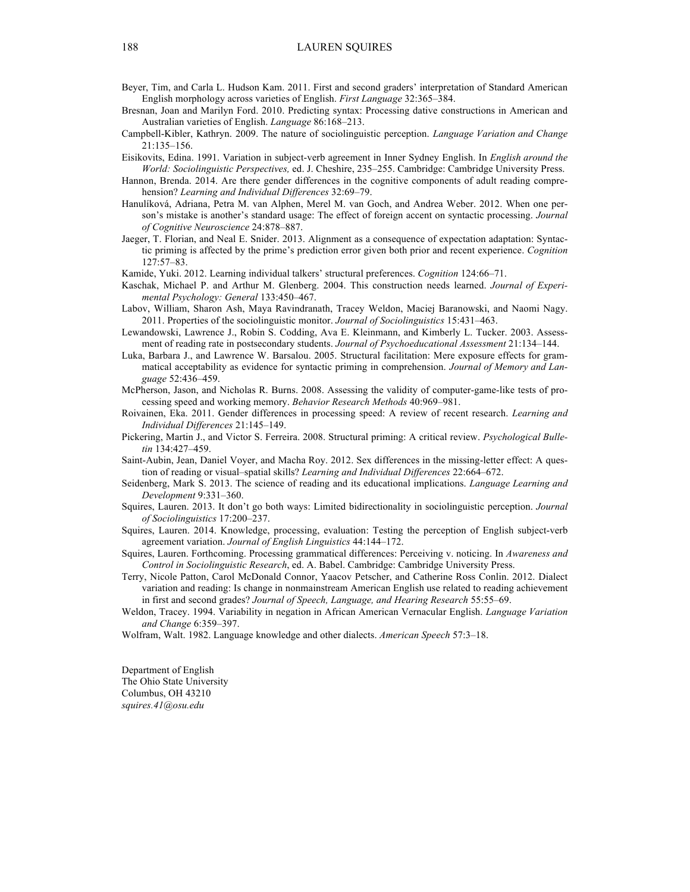Beyer, Tim, and Carla L. Hudson Kam. 2011. First and second graders' interpretation of Standard American English morphology across varieties of English. *First Language* 32:365–384.

Bresnan, Joan and Marilyn Ford. 2010. Predicting syntax: Processing dative constructions in American and Australian varieties of English. *Language* 86:168–213.

Campbell-Kibler, Kathryn. 2009. The nature of sociolinguistic perception. *Language Variation and Change* 21:135–156.

Eisikovits, Edina. 1991. Variation in subject-verb agreement in Inner Sydney English. In *English around the World: Sociolinguistic Perspectives,* ed. J. Cheshire, 235–255. Cambridge: Cambridge University Press.

Hannon, Brenda. 2014. Are there gender differences in the cognitive components of adult reading comprehension? *Learning and Individual Differences* 32:69–79.

Hanulíková, Adriana, Petra M. van Alphen, Merel M. van Goch, and Andrea Weber. 2012. When one person's mistake is another's standard usage: The effect of foreign accent on syntactic processing. *Journal of Cognitive Neuroscience* 24:878–887.

Jaeger, T. Florian, and Neal E. Snider. 2013. Alignment as a consequence of expectation adaptation: Syntactic priming is affected by the prime's prediction error given both prior and recent experience. *Cognition* 127:57–83.

Kamide, Yuki. 2012. Learning individual talkers' structural preferences. *Cognition* 124:66–71.

Kaschak, Michael P. and Arthur M. Glenberg. 2004. This construction needs learned. *Journal of Experimental Psychology: General* 133:450–467.

Labov, William, Sharon Ash, Maya Ravindranath, Tracey Weldon, Maciej Baranowski, and Naomi Nagy. 2011. Properties of the sociolinguistic monitor. *Journal of Sociolinguistics* 15:431–463.

Lewandowski, Lawrence J., Robin S. Codding, Ava E. Kleinmann, and Kimberly L. Tucker. 2003. Assessment of reading rate in postsecondary students. *Journal of Psychoeducational Assessment* 21:134–144.

Luka, Barbara J., and Lawrence W. Barsalou. 2005. Structural facilitation: Mere exposure effects for grammatical acceptability as evidence for syntactic priming in comprehension. *Journal of Memory and Language* 52:436–459.

McPherson, Jason, and Nicholas R. Burns. 2008. Assessing the validity of computer-game-like tests of processing speed and working memory. *Behavior Research Methods* 40:969–981.

Roivainen, Eka. 2011. Gender differences in processing speed: A review of recent research. *Learning and Individual Differences* 21:145–149.

Pickering, Martin J., and Victor S. Ferreira. 2008. Structural priming: A critical review. *Psychological Bulletin* 134:427–459.

Saint-Aubin, Jean, Daniel Voyer, and Macha Roy. 2012. Sex differences in the missing-letter effect: A question of reading or visual–spatial skills? *Learning and Individual Differences* 22:664–672.

Seidenberg, Mark S. 2013. The science of reading and its educational implications. *Language Learning and Development* 9:331–360.

Squires, Lauren. 2013. It don't go both ways: Limited bidirectionality in sociolinguistic perception. *Journal of Sociolinguistics* 17:200–237.

Squires, Lauren. 2014. Knowledge, processing, evaluation: Testing the perception of English subject-verb agreement variation. *Journal of English Linguistics* 44:144–172.

Squires, Lauren. Forthcoming. Processing grammatical differences: Perceiving v. noticing. In *Awareness and Control in Sociolinguistic Research*, ed. A. Babel. Cambridge: Cambridge University Press.

Terry, Nicole Patton, Carol McDonald Connor, Yaacov Petscher, and Catherine Ross Conlin. 2012. Dialect variation and reading: Is change in nonmainstream American English use related to reading achievement in first and second grades? *Journal of Speech, Language, and Hearing Research* 55:55–69.

Weldon, Tracey. 1994. Variability in negation in African American Vernacular English. *Language Variation and Change* 6:359–397.

Wolfram, Walt. 1982. Language knowledge and other dialects. *American Speech* 57:3–18.

Department of English
The Ohio State University
Columbus, OH 43210
*squires.41@osu.edu*